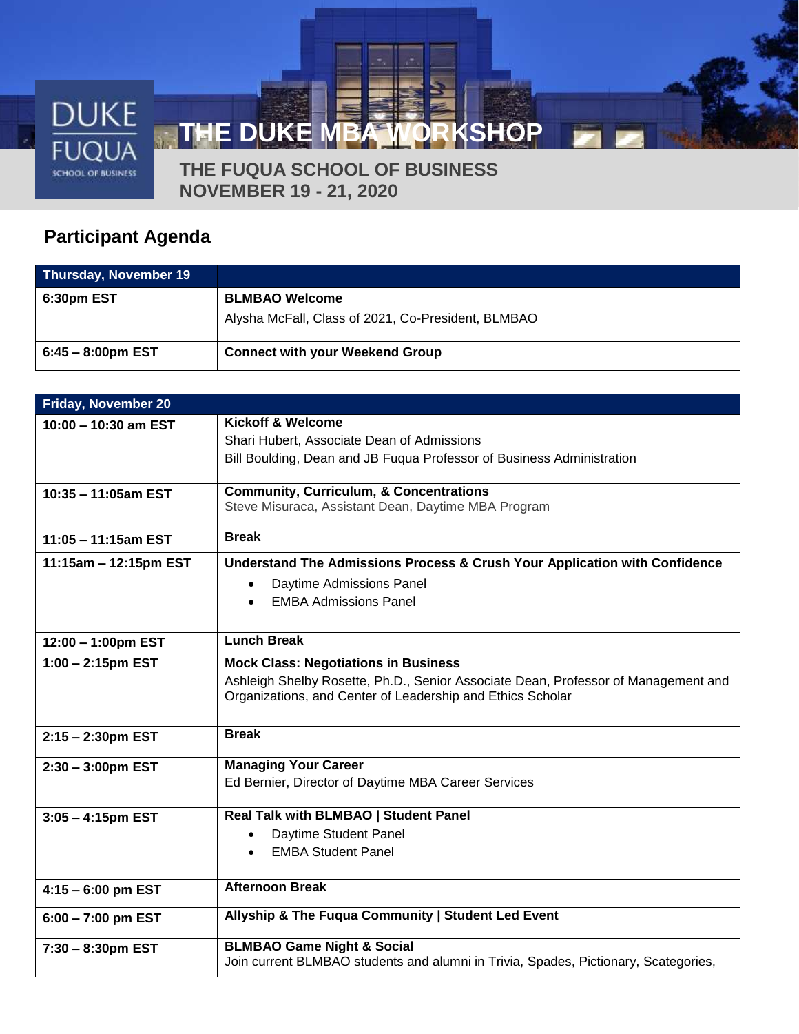DUKE FUQUA SCHOOL OF BUSINESS

# THE DUKE MBA WORKSHOP

## THE FUQUA SCHOOL OF BUSINESS NOVEMBER 19 - 21, 2020

## Participant Agenda

| Thursday, November 19 | |
|---|---|
| **6:30pm EST** | **BLMBAO Welcome**<br>Alysha McFall, Class of 2021, Co-President, BLMBAO |
| **6:45 – 8:00pm EST** | **Connect with your Weekend Group** |

| Friday, November 20 | |
|---|---|
| **10:00 – 10:30 am EST** | **Kickoff & Welcome**<br>Shari Hubert, Associate Dean of Admissions<br>Bill Boulding, Dean and JB Fuqua Professor of Business Administration |
| **10:35 – 11:05am EST** | **Community, Curriculum, & Concentrations**<br>Steve Misuraca, Assistant Dean, Daytime MBA Program |
| **11:05 – 11:15am EST** | **Break** |
| **11:15am – 12:15pm EST** | **Understand The Admissions Process & Crush Your Application with Confidence**<br>• Daytime Admissions Panel<br>• EMBA Admissions Panel |
| **12:00 – 1:00pm EST** | **Lunch Break** |
| **1:00 – 2:15pm EST** | **Mock Class: Negotiations in Business**<br>Ashleigh Shelby Rosette, Ph.D., Senior Associate Dean, Professor of Management and Organizations, and Center of Leadership and Ethics Scholar |
| **2:15 – 2:30pm EST** | **Break** |
| **2:30 – 3:00pm EST** | **Managing Your Career**<br>Ed Bernier, Director of Daytime MBA Career Services |
| **3:05 – 4:15pm EST** | **Real Talk with BLMBAO \| Student Panel**<br>• Daytime Student Panel<br>• EMBA Student Panel |
| **4:15 – 6:00 pm EST** | **Afternoon Break** |
| **6:00 – 7:00 pm EST** | **Allyship & The Fuqua Community \| Student Led Event** |
| **7:30 – 8:30pm EST** | **BLMBAO Game Night & Social**<br>Join current BLMBAO students and alumni in Trivia, Spades, Pictionary, Scategories, |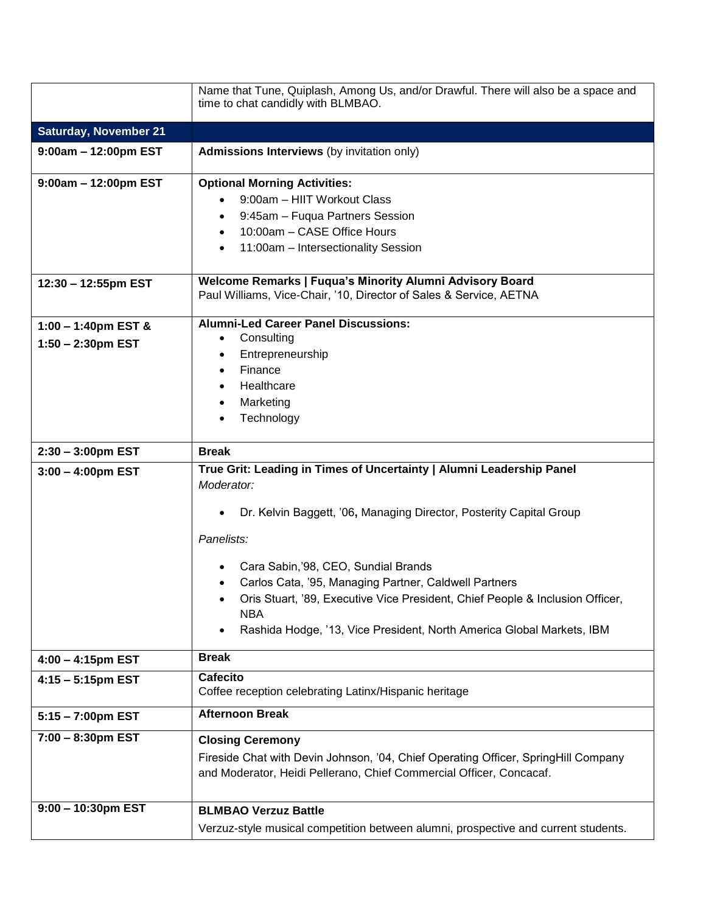| | |
|---|---|
| | Name that Tune, Quiplash, Among Us, and/or Drawful. There will also be a space and time to chat candidly with BLMBAO. |
| **Saturday, November 21** | |
| **9:00am – 12:00pm EST** | **Admissions Interviews** (by invitation only) |
| **9:00am – 12:00pm EST** | **Optional Morning Activities:**<br>• 9:00am – HIIT Workout Class<br>• 9:45am – Fuqua Partners Session<br>• 10:00am – CASE Office Hours<br>• 11:00am – Intersectionality Session |
| **12:30 – 12:55pm EST** | **Welcome Remarks \| Fuqua's Minority Alumni Advisory Board**<br>Paul Williams, Vice-Chair, '10, Director of Sales & Service, AETNA |
| **1:00 – 1:40pm EST &**<br>**1:50 – 2:30pm EST** | **Alumni-Led Career Panel Discussions:**<br>• Consulting<br>• Entrepreneurship<br>• Finance<br>• Healthcare<br>• Marketing<br>• Technology |
| **2:30 – 3:00pm EST** | **Break** |
| **3:00 – 4:00pm EST** | **True Grit: Leading in Times of Uncertainty \| Alumni Leadership Panel**<br>*Moderator:*<br>• Dr. Kelvin Baggett, '06**,** Managing Director, Posterity Capital Group<br>*Panelists:*<br>• Cara Sabin,'98, CEO, Sundial Brands<br>• Carlos Cata, '95, Managing Partner, Caldwell Partners<br>• Oris Stuart, '89, Executive Vice President, Chief People & Inclusion Officer, NBA<br>• Rashida Hodge, '13, Vice President, North America Global Markets, IBM |
| **4:00 – 4:15pm EST** | **Break** |
| **4:15 – 5:15pm EST** | **Cafecito**<br>Coffee reception celebrating Latinx/Hispanic heritage |
| **5:15 – 7:00pm EST** | **Afternoon Break** |
| **7:00 – 8:30pm EST** | **Closing Ceremony**<br>Fireside Chat with Devin Johnson, '04, Chief Operating Officer, SpringHill Company and Moderator, Heidi Pellerano, Chief Commercial Officer, Concacaf. |
| **9:00 – 10:30pm EST** | **BLMBAO Verzuz Battle**<br>Verzuz-style musical competition between alumni, prospective and current students. |